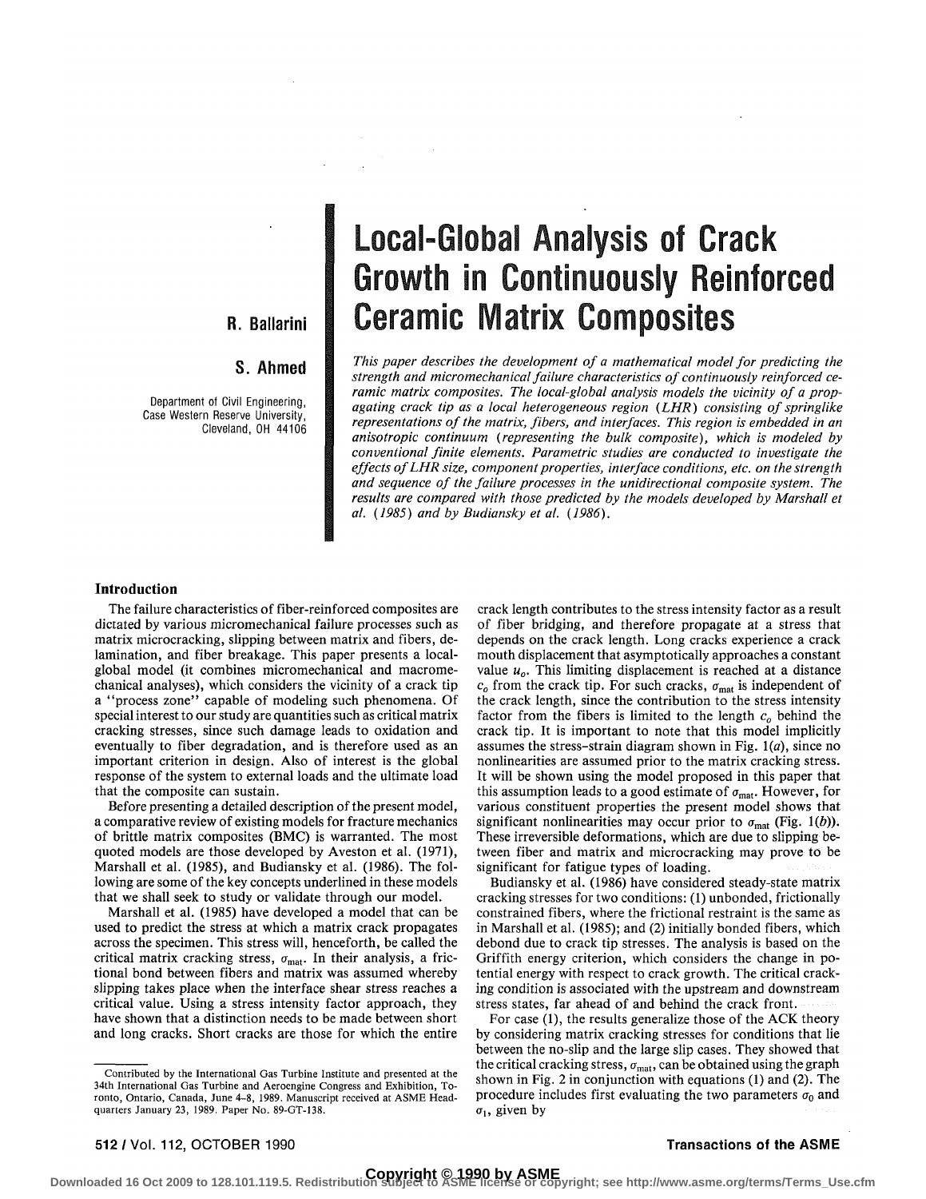# Local-Global Analysis of Crack Growth in Continuously Reinforced Ceramic Matrix Composites

**R. Ballarini**

**S. Ahmed**

Department of Civil Engineering,
Case Western Reserve University,
Cleveland, OH 44106

*This paper describes the development of a mathematical model for predicting the strength and micromechanical failure characteristics of continuously reinforced ceramic matrix composites. The local-global analysis models the vicinity of a propagating crack tip as a local heterogeneous region (LHR) consisting of springlike representations of the matrix, fibers, and interfaces. This region is embedded in an anisotropic continuum (representing the bulk composite), which is modeled by conventional finite elements. Parametric studies are conducted to investigate the effects of LHR size, component properties, interface conditions, etc. on the strength and sequence of the failure processes in the unidirectional composite system. The results are compared with those predicted by the models developed by Marshall et al. (1985) and by Budiansky et al. (1986).*

## Introduction

The failure characteristics of fiber-reinforced composites are dictated by various micromechanical failure processes such as matrix microcracking, slipping between matrix and fibers, delamination, and fiber breakage. This paper presents a local-global model (it combines micromechanical and macromechanical analyses), which considers the vicinity of a crack tip a "process zone" capable of modeling such phenomena. Of special interest to our study are quantities such as critical matrix cracking stresses, since such damage leads to oxidation and eventually to fiber degradation, and is therefore used as an important criterion in design. Also of interest is the global response of the system to external loads and the ultimate load that the composite can sustain.

Before presenting a detailed description of the present model, a comparative review of existing models for fracture mechanics of brittle matrix composites (BMC) is warranted. The most quoted models are those developed by Aveston et al. (1971), Marshall et al. (1985), and Budiansky et al. (1986). The following are some of the key concepts underlined in these models that we shall seek to study or validate through our model.

Marshall et al. (1985) have developed a model that can be used to predict the stress at which a matrix crack propagates across the specimen. This stress will, henceforth, be called the critical matrix cracking stress, $\sigma_{\mathrm{mat}}$. In their analysis, a frictional bond between fibers and matrix was assumed whereby slipping takes place when the interface shear stress reaches a critical value. Using a stress intensity factor approach, they have shown that a distinction needs to be made between short and long cracks. Short cracks are those for which the entire crack length contributes to the stress intensity factor as a result of fiber bridging, and therefore propagate at a stress that depends on the crack length. Long cracks experience a crack mouth displacement that asymptotically approaches a constant value $u_o$. This limiting displacement is reached at a distance $c_o$ from the crack tip. For such cracks, $\sigma_{\mathrm{mat}}$ is independent of the crack length, since the contribution to the stress intensity factor from the fibers is limited to the length $c_o$ behind the crack tip. It is important to note that this model implicitly assumes the stress–strain diagram shown in Fig. 1(*a*), since no nonlinearities are assumed prior to the matrix cracking stress. It will be shown using the model proposed in this paper that this assumption leads to a good estimate of $\sigma_{\mathrm{mat}}$. However, for various constituent properties the present model shows that significant nonlinearities may occur prior to $\sigma_{\mathrm{mat}}$ (Fig. 1(*b*)). These irreversible deformations, which are due to slipping between fiber and matrix and microcracking may prove to be significant for fatigue types of loading.

Budiansky et al. (1986) have considered steady-state matrix cracking stresses for two conditions: (1) unbonded, frictionally constrained fibers, where the frictional restraint is the same as in Marshall et al. (1985); and (2) initially bonded fibers, which debond due to crack tip stresses. The analysis is based on the Griffith energy criterion, which considers the change in potential energy with respect to crack growth. The critical cracking condition is associated with the upstream and downstream stress states, far ahead of and behind the crack front.

For case (1), the results generalize those of the ACK theory by considering matrix cracking stresses for conditions that lie between the no-slip and the large slip cases. They showed that the critical cracking stress, $\sigma_{\mathrm{mat}}$, can be obtained using the graph shown in Fig. 2 in conjunction with equations (1) and (2). The procedure includes first evaluating the two parameters $\sigma_0$ and $\sigma_1$, given by

Contributed by the International Gas Turbine Institute and presented at the 34th International Gas Turbine and Aeroengine Congress and Exhibition, Toronto, Ontario, Canada, June 4–8, 1989. Manuscript received at ASME Headquarters January 23, 1989. Paper No. 89-GT-138.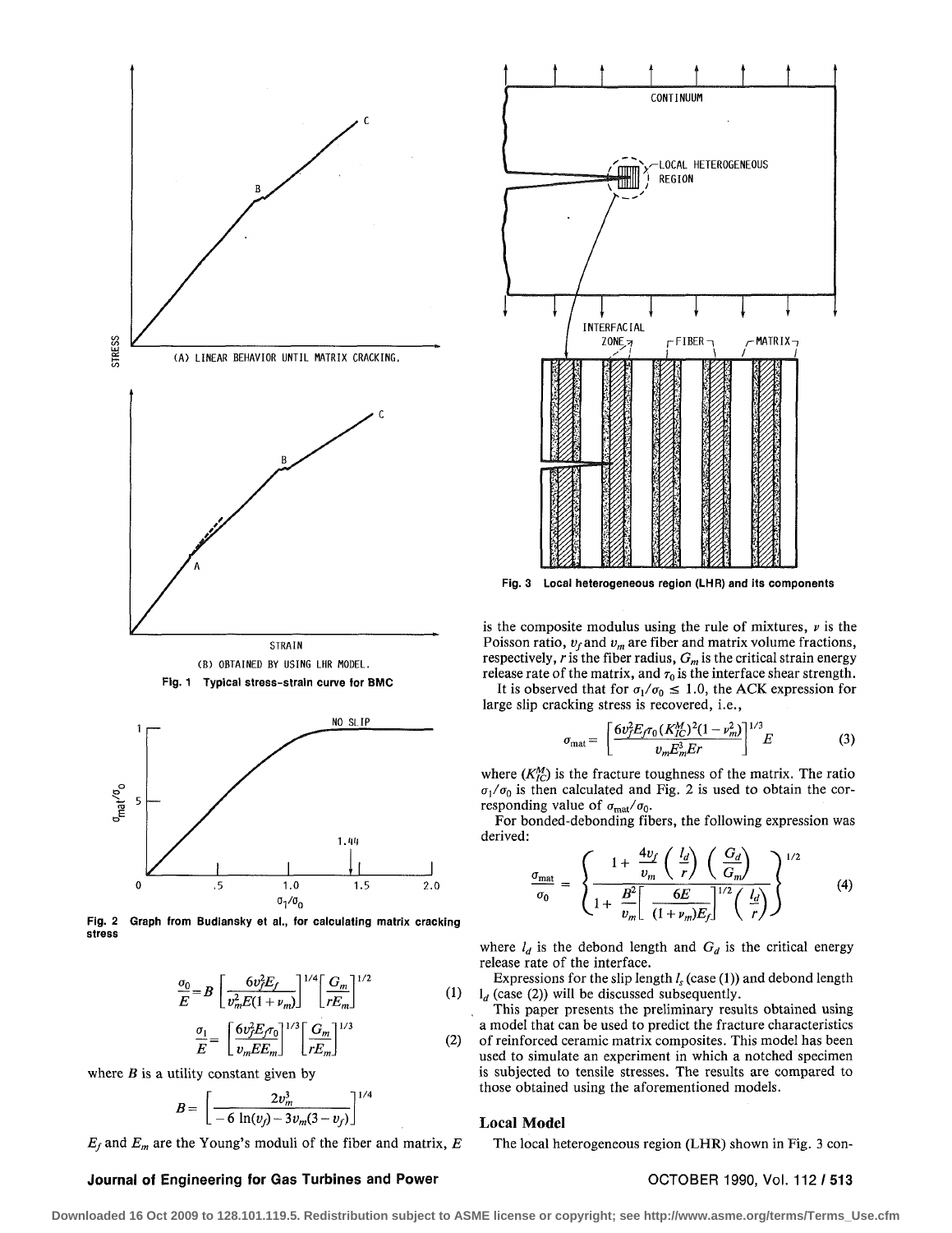Fig. 1 Typical stress–strain curve for BMC

Fig. 2 Graph from Budiansky et al., for calculating matrix cracking stress

$$\frac{\sigma_0}{E} = B\left[\frac{6v_f^2 E_f}{v_m^2 E(1+\nu_m)}\right]^{1/4}\left[\frac{G_m}{rE_m}\right]^{1/2} \tag{1}$$

$$\frac{\sigma_1}{E} = \left[\frac{6v_f^2 E_f \tau_0}{v_m E E_m}\right]^{1/3}\left[\frac{G_m}{rE_m}\right]^{1/3} \tag{2}$$

where $B$ is a utility constant given by

$$B = \left[\frac{2v_m^3}{-6\ln(v_f) - 3v_m(3-v_f)}\right]^{1/4}$$

$E_f$ and $E_m$ are the Young's moduli of the fiber and matrix, $E$ is the composite modulus using the rule of mixtures, $\nu$ is the Poisson ratio, $v_f$ and $v_m$ are fiber and matrix volume fractions, respectively, $r$ is the fiber radius, $G_m$ is the critical strain energy release rate of the matrix, and $\tau_0$ is the interface shear strength.

It is observed that for $\sigma_1/\sigma_0 \leq 1.0$, the ACK expression for large slip cracking stress is recovered, i.e.,

$$\sigma_{\text{mat}} = \left[\frac{6v_f^2 E_f \tau_0 (K_{IC}^M)^2(1-\nu_m^2)}{v_m E_m^3 E r}\right]^{1/3} E \tag{3}$$

where $(K_{IC}^M)$ is the fracture toughness of the matrix. The ratio $\sigma_1/\sigma_0$ is then calculated and Fig. 2 is used to obtain the corresponding value of $\sigma_{\text{mat}}/\sigma_0$.

For bonded-debonding fibers, the following expression was derived:

$$\frac{\sigma_{\text{mat}}}{\sigma_0} = \left\{\frac{1 + \dfrac{4v_f}{v_m}\left(\dfrac{l_d}{r}\right)\left(\dfrac{G_d}{G_m}\right)}{1 + \dfrac{B^2}{v_m}\left[\dfrac{6E}{(1+\nu_m)E_f}\right]^{1/2}\left(\dfrac{l_d}{r}\right)}\right\}^{1/2} \tag{4}$$

where $l_d$ is the debond length and $G_d$ is the critical energy release rate of the interface.

Expressions for the slip length $l_s$ (case (1)) and debond length $l_d$ (case (2)) will be discussed subsequently.

This paper presents the preliminary results obtained using a model that can be used to predict the fracture characteristics of reinforced ceramic matrix composites. This model has been used to simulate an experiment in which a notched specimen is subjected to tensile stresses. The results are compared to those obtained using the aforementioned models.

Fig. 3 Local heterogeneous region (LHR) and its components

## Local Model

The local heterogeneous region (LHR) shown in Fig. 3 con-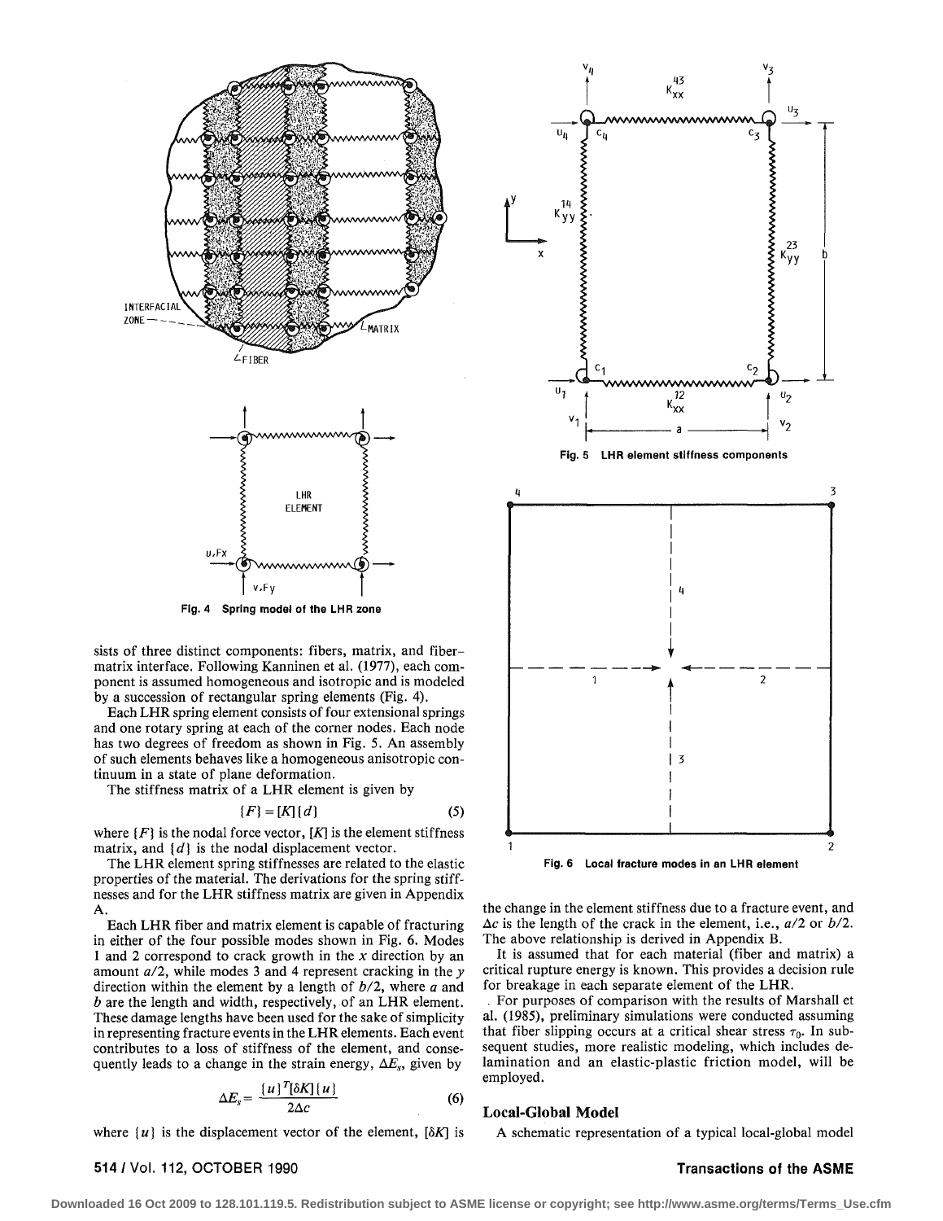Fig. 4 Spring model of the LHR zone

Fig. 5 LHR element stiffness components

Fig. 6 Local fracture modes in an LHR element

sists of three distinct components: fibers, matrix, and fiber–matrix interface. Following Kanninen et al. (1977), each component is assumed homogeneous and isotropic and is modeled by a succession of rectangular spring elements (Fig. 4).

Each LHR spring element consists of four extensional springs and one rotary spring at each of the corner nodes. Each node has two degrees of freedom as shown in Fig. 5. An assembly of such elements behaves like a homogeneous anisotropic continuum in a state of plane deformation.

The stiffness matrix of a LHR element is given by

$$\{F\} = [K]\{d\} \tag{5}$$

where $\{F\}$ is the nodal force vector, $[K]$ is the element stiffness matrix, and $\{d\}$ is the nodal displacement vector.

The LHR element spring stiffnesses are related to the elastic properties of the material. The derivations for the spring stiffnesses and for the LHR stiffness matrix are given in Appendix A.

Each LHR fiber and matrix element is capable of fracturing in either of the four possible modes shown in Fig. 6. Modes 1 and 2 correspond to crack growth in the $x$ direction by an amount $a/2$, while modes 3 and 4 represent cracking in the $y$ direction within the element by a length of $b/2$, where $a$ and $b$ are the length and width, respectively, of an LHR element. These damage lengths have been used for the sake of simplicity in representing fracture events in the LHR elements. Each event contributes to a loss of stiffness of the element, and consequently leads to a change in the strain energy, $\Delta E_s$, given by

$$\Delta E_s = \frac{\{u\}^T[\delta K]\{u\}}{2\Delta c} \tag{6}$$

where $\{u\}$ is the displacement vector of the element, $[\delta K]$ is the change in the element stiffness due to a fracture event, and $\Delta c$ is the length of the crack in the element, i.e., $a/2$ or $b/2$. The above relationship is derived in Appendix B.

It is assumed that for each material (fiber and matrix) a critical rupture energy is known. This provides a decision rule for breakage in each separate element of the LHR.

For purposes of comparison with the results of Marshall et al. (1985), preliminary simulations were conducted assuming that fiber slipping occurs at a critical shear stress $\tau_0$. In subsequent studies, more realistic modeling, which includes delamination and an elastic-plastic friction model, will be employed.

## Local-Global Model

A schematic representation of a typical local-global model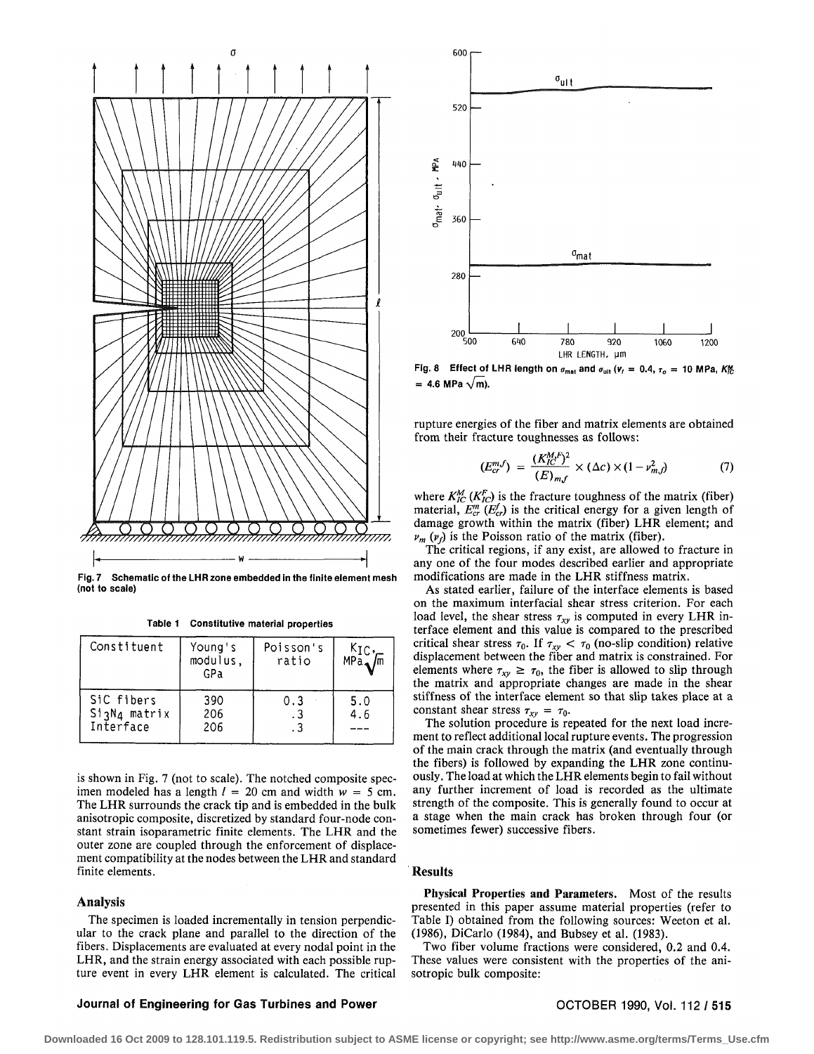Fig. 7 Schematic of the LHR zone embedded in the finite element mesh (not to scale)

Table 1 Constitutive material properties

| Constituent | Young's modulus, GPa | Poisson's ratio | $K_{IC}$, MPa$\sqrt{m}$ |
|---|---|---|---|
| SiC fibers | 390 | 0.3 | 5.0 |
| $Si_3N_4$ matrix | 206 | .3 | 4.6 |
| Interface | 206 | .3 | --- |

is shown in Fig. 7 (not to scale). The notched composite specimen modeled has a length $l$ = 20 cm and width $w$ = 5 cm. The LHR surrounds the crack tip and is embedded in the bulk anisotropic composite, discretized by standard four-node constant strain isoparametric finite elements. The LHR and the outer zone are coupled through the enforcement of displacement compatibility at the nodes between the LHR and standard finite elements.

## Analysis

The specimen is loaded incrementally in tension perpendicular to the crack plane and parallel to the direction of the fibers. Displacements are evaluated at every nodal point in the LHR, and the strain energy associated with each possible rupture event in every LHR element is calculated. The critical rupture energies of the fiber and matrix elements are obtained from their fracture toughnesses as follows:

Fig. 8 Effect of LHR length on $\sigma_{mat}$ and $\sigma_{ult}$ ($v_f$ = 0.4, $\tau_0$ = 10 MPa, $K_{IC}^M$ = 4.6 MPa $\sqrt{m}$).

$$(E_{cr}^{m,f}) = \frac{(K_{IC}^{M,F})^2}{(E)_{m,f}} \times (\Delta c) \times (1 - \nu_{m,f}^2) \tag{7}$$

where $K_{IC}^M$ ($K_{IC}^F$) is the fracture toughness of the matrix (fiber) material, $E_{cr}^m$ ($E_{cr}^f$) is the critical energy for a given length of damage growth within the matrix (fiber) LHR element; and $\nu_m$ ($\nu_f$) is the Poisson ratio of the matrix (fiber).

The critical regions, if any exist, are allowed to fracture in any one of the four modes described earlier and appropriate modifications are made in the LHR stiffness matrix.

As stated earlier, failure of the interface elements is based on the maximum interfacial shear stress criterion. For each load level, the shear stress $\tau_{xy}$ is computed in every LHR interface element and this value is compared to the prescribed critical shear stress $\tau_0$. If $\tau_{xy} < \tau_0$ (no-slip condition) relative displacement between the fiber and matrix is constrained. For elements where $\tau_{xy} \geq \tau_0$, the fiber is allowed to slip through the matrix and appropriate changes are made in the shear stiffness of the interface element so that slip takes place at a constant shear stress $\tau_{xy} = \tau_0$.

The solution procedure is repeated for the next load increment to reflect additional local rupture events. The progression of the main crack through the matrix (and eventually through the fibers) is followed by expanding the LHR zone continuously. The load at which the LHR elements begin to fail without any further increment of load is recorded as the ultimate strength of the composite. This is generally found to occur at a stage when the main crack has broken through four (or sometimes fewer) successive fibers.

## Results

**Physical Properties and Parameters.** Most of the results presented in this paper assume material properties (refer to Table I) obtained from the following sources: Weeton et al. (1986), DiCarlo (1984), and Bubsey et al. (1983).

Two fiber volume fractions were considered, 0.2 and 0.4. These values were consistent with the properties of the anisotropic bulk composite: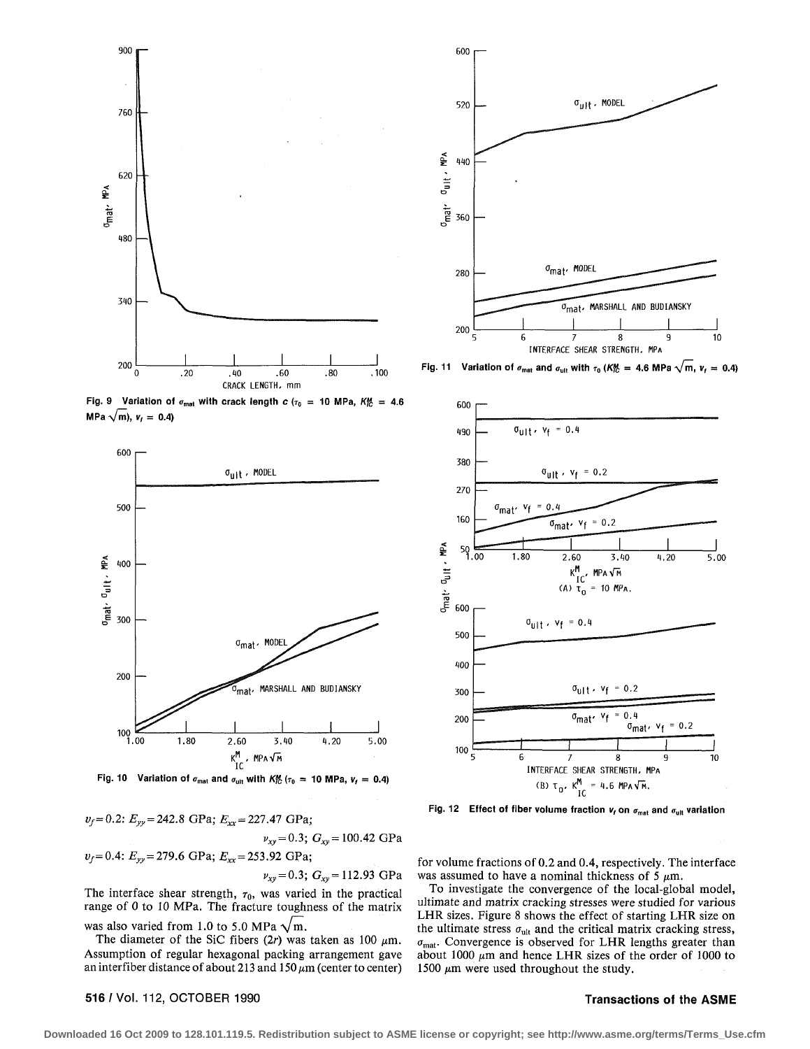Fig. 9 Variation of $\sigma_{mat}$ with crack length $c$ ($\tau_0$ = 10 MPa, $K_{IC}^M$ = 4.6 MPa $\sqrt{m}$), $v_f$ = 0.4)

Fig. 10 Variation of $\sigma_{mat}$ and $\sigma_{ult}$ with $K_{IC}^M$ ($\tau_0$ = 10 MPa, $v_f$ = 0.4)

Fig. 11 Variation of $\sigma_{mat}$ and $\sigma_{ult}$ with $\tau_0$ ($K_{IC}^M$ = 4.6 MPa $\sqrt{m}$, $v_f$ = 0.4)

Fig. 12 Effect of fiber volume fraction $v_f$ on $\sigma_{mat}$ and $\sigma_{ult}$ variation

$v_f = 0.2$: $E_{yy} = 242.8$ GPa; $E_{xx} = 227.47$ GPa;

$\nu_{xy} = 0.3$; $G_{xy} = 100.42$ GPa

$v_f = 0.4$: $E_{yy} = 279.6$ GPa; $E_{xx} = 253.92$ GPa;

$\nu_{xy} = 0.3$; $G_{xy} = 112.93$ GPa

The interface shear strength, $\tau_0$, was varied in the practical range of 0 to 10 MPa. The fracture toughness of the matrix was also varied from 1.0 to 5.0 MPa $\sqrt{m}$.

The diameter of the SiC fibers ($2r$) was taken as 100 $\mu$m. Assumption of regular hexagonal packing arrangement gave an interfiber distance of about 213 and 150 $\mu$m (center to center) for volume fractions of 0.2 and 0.4, respectively. The interface was assumed to have a nominal thickness of 5 $\mu$m.

To investigate the convergence of the local-global model, ultimate and matrix cracking stresses were studied for various LHR sizes. Figure 8 shows the effect of starting LHR size on the ultimate stress $\sigma_{ult}$ and the critical matrix cracking stress, $\sigma_{mat}$. Convergence is observed for LHR lengths greater than about 1000 $\mu$m and hence LHR sizes of the order of 1000 to 1500 $\mu$m were used throughout the study.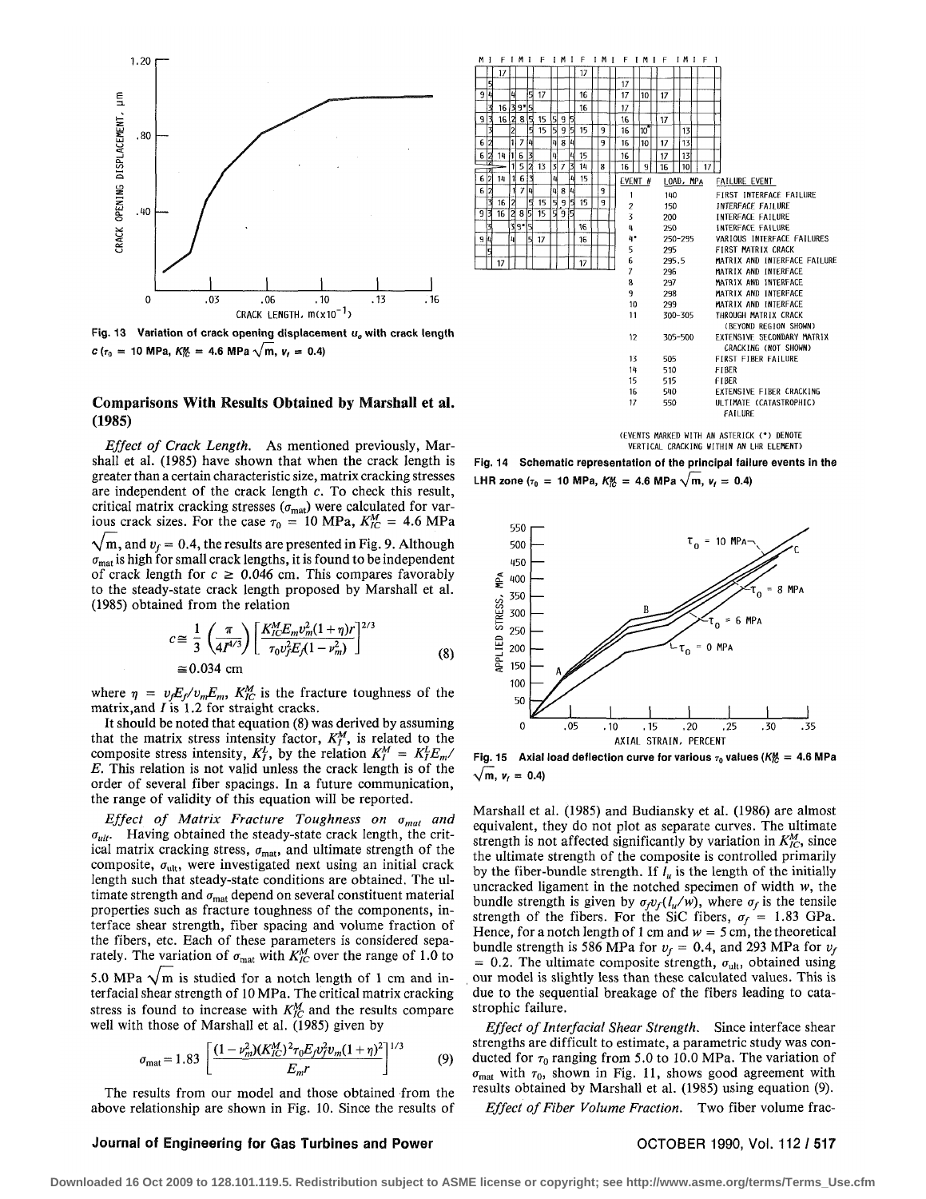Fig. 13 Variation of crack opening displacement $u_o$ with crack length $c$ ($\tau_0$ = 10 MPa, $K_{IC}^M$ = 4.6 MPa $\sqrt{m}$, $v_f$ = 0.4)

## Comparisons With Results Obtained by Marshall et al. (1985)

*Effect of Crack Length.* As mentioned previously, Marshall et al. (1985) have shown that when the crack length is greater than a certain characteristic size, matrix cracking stresses are independent of the crack length $c$. To check this result, critical matrix cracking stresses ($\sigma_{mat}$) were calculated for various crack sizes. For the case $\tau_0$ = 10 MPa, $K_{IC}^M$ = 4.6 MPa $\sqrt{m}$, and $v_f$ = 0.4, the results are presented in Fig. 9. Although $\sigma_{mat}$ is high for small crack lengths, it is found to be independent of crack length for $c \geq 0.046$ cm. This compares favorably to the steady-state crack length proposed by Marshall et al. (1985) obtained from the relation

$$c \cong \frac{1}{3}\left(\frac{\pi}{4I^{4/3}}\right)\left[\frac{K_{IC}^M E_m v_m^2 (1+\eta) r}{\tau_0 v_f^2 E_f (1-\nu_m^2)}\right]^{2/3} \cong 0.034 \text{ cm} \tag{8}$$

where $\eta = v_f E_f / v_m E_m$, $K_{IC}^M$ is the fracture toughness of the matrix, and $I$ is 1.2 for straight cracks.

It should be noted that equation (8) was derived by assuming that the matrix stress intensity factor, $K_I^M$, is related to the composite stress intensity, $K_I^l$, by the relation $K_I^M = K_I^l E_m / E$. This relation is not valid unless the crack length is of the order of several fiber spacings. In a future communication, the range of validity of this equation will be reported.

*Effect of Matrix Fracture Toughness on $\sigma_{mat}$ and $\sigma_{ult}$.* Having obtained the steady-state crack length, the critical matrix cracking stress, $\sigma_{mat}$, and ultimate strength of the composite, $\sigma_{ult}$, were investigated next using an initial crack length such that steady-state conditions are obtained. The ultimate strength and $\sigma_{mat}$ depend on several constituent material properties such as fracture toughness of the components, interface shear strength, fiber spacing and volume fraction of the fibers, etc. Each of these parameters is considered separately. The variation of $\sigma_{mat}$ with $K_{IC}^M$ over the range of 1.0 to 5.0 MPa $\sqrt{m}$ is studied for a notch length of 1 cm and interfacial shear strength of 10 MPa. The critical matrix cracking stress is found to increase with $K_{IC}^M$ and the results compare well with those of Marshall et al. (1985) given by

$$\sigma_{mat} = 1.83\left[\frac{(1-\nu_m^2)(K_{IC}^M)^2 \tau_0 E_f v_f^2 v_m (1+\eta)^2}{E_m r}\right]^{1/3} \tag{9}$$

The results from our model and those obtained from the above relationship are shown in Fig. 10. Since the results of Marshall et al. (1985) and Budiansky et al. (1986) are almost equivalent, they do not plot as separate curves. The ultimate strength is not affected significantly by variation in $K_{IC}^M$, since the ultimate strength of the composite is controlled primarily by the fiber-bundle strength. If $l_u$ is the length of the initially uncracked ligament in the notched specimen of width $w$, the bundle strength is given by $\sigma_f v_f (l_u/w)$, where $\sigma_f$ is the tensile strength of the fibers. For the SiC fibers, $\sigma_f$ = 1.83 GPa. Hence, for a notch length of 1 cm and $w$ = 5 cm, the theoretical bundle strength is 586 MPa for $v_f$ = 0.4, and 293 MPa for $v_f$ = 0.2. The ultimate composite strength, $\sigma_{ult}$, obtained using our model is slightly less than these calculated values. This is due to the sequential breakage of the fibers leading to catastrophic failure.

*Effect of Interfacial Shear Strength.* Since interface shear strengths are difficult to estimate, a parametric study was conducted for $\tau_0$ ranging from 5.0 to 10.0 MPa. The variation of $\sigma_{mat}$ with $\tau_0$, shown in Fig. 11, shows good agreement with results obtained by Marshall et al. (1985) using equation (9).

*Effect of Fiber Volume Fraction.* Two fiber volume frac-

| EVENT # | LOAD, MPA | FAILURE EVENT |
|---|---|---|
| 1 | 140 | FIRST INTERFACE FAILURE |
| 2 | 150 | INTERFACE FAILURE |
| 3 | 200 | INTERFACE FAILURE |
| 4 | 250 | INTERFACE FAILURE |
| 4* | 250-295 | VARIOUS INTERFACE FAILURES |
| 5 | 295 | FIRST MATRIX CRACK |
| 6 | 295.5 | MATRIX AND INTERFACE FAILURE |
| 7 | 296 | MATRIX AND INTERFACE |
| 8 | 297 | MATRIX AND INTERFACE |
| 9 | 298 | MATRIX AND INTERFACE |
| 10 | 299 | MATRIX AND INTERFACE |
| 11 | 300-305 | THROUGH MATRIX CRACK (BEYOND REGION SHOWN) |
| 12 | 305-500 | EXTENSIVE SECONDARY MATRIX CRACKING (NOT SHOWN) |
| 13 | 505 | FIRST FIBER FAILURE |
| 14 | 510 | FIBER |
| 15 | 515 | FIBER |
| 16 | 540 | EXTENSIVE FIBER CRACKING |
| 17 | 550 | ULTIMATE (CATASTROPHIC) FAILURE |

(EVENTS MARKED WITH AN ASTERICK (*) DENOTE VERTICAL CRACKING WITHIN AN LHR ELEMENT)

Fig. 14 Schematic representation of the principal failure events in the LHR zone ($\tau_0$ = 10 MPa, $K_{IC}^M$ = 4.6 MPa $\sqrt{m}$, $v_f$ = 0.4)

Fig. 15 Axial load deflection curve for various $\tau_0$ values ($K_{IC}^M$ = 4.6 MPa $\sqrt{m}$, $v_f$ = 0.4)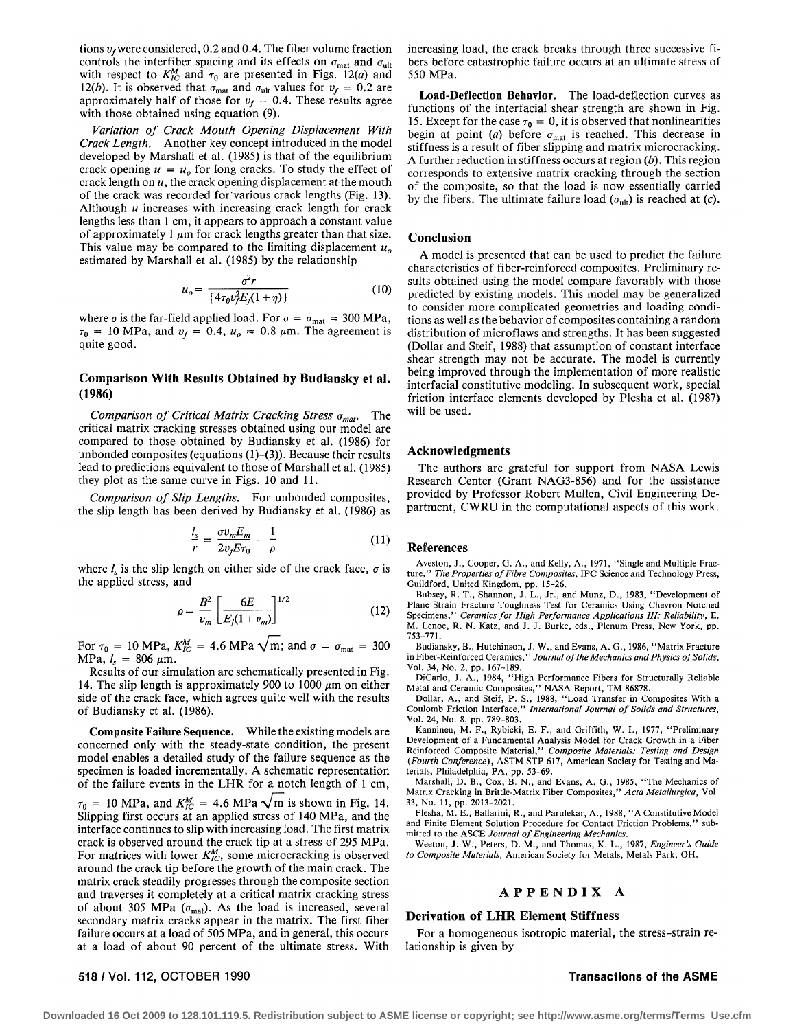tions $v_f$ were considered, 0.2 and 0.4. The fiber volume fraction controls the interfiber spacing and its effects on $\sigma_{mat}$ and $\sigma_{ult}$ with respect to $K_{IC}^M$ and $\tau_0$ are presented in Figs. 12(*a*) and 12(*b*). It is observed that $\sigma_{mat}$ and $\sigma_{ult}$ values for $v_f = 0.2$ are approximately half of those for $v_f = 0.4$. These results agree with those obtained using equation (9).

*Variation of Crack Mouth Opening Displacement With Crack Length.* Another key concept introduced in the model developed by Marshall et al. (1985) is that of the equilibrium crack opening $u = u_o$ for long cracks. To study the effect of crack length on $u$, the crack opening displacement at the mouth of the crack was recorded for various crack lengths (Fig. 13). Although $u$ increases with increasing crack length for crack lengths less than 1 cm, it appears to approach a constant value of approximately 1 $\mu$m for crack lengths greater than that size. This value may be compared to the limiting displacement $u_o$ estimated by Marshall et al. (1985) by the relationship

$$u_o = \frac{\sigma^2 r}{\{4\tau_0 v_f^2 E_f(1+\eta)\}} \tag{10}$$

where $\sigma$ is the far-field applied load. For $\sigma = \sigma_{mat} = 300$ MPa, $\tau_0 = 10$ MPa, and $v_f = 0.4$, $u_o \approx 0.8$ $\mu$m. The agreement is quite good.

## Comparison With Results Obtained by Budiansky et al. (1986)

*Comparison of Critical Matrix Cracking Stress $\sigma_{mat}$.* The critical matrix cracking stresses obtained using our model are compared to those obtained by Budiansky et al. (1986) for unbonded composites (equations (1)–(3)). Because their results lead to predictions equivalent to those of Marshall et al. (1985) they plot as the same curve in Figs. 10 and 11.

*Comparison of Slip Lengths.* For unbonded composites, the slip length has been derived by Budiansky et al. (1986) as

$$\frac{l_s}{r} = \frac{\sigma v_m E_m}{2 v_f E \tau_0} - \frac{1}{\rho} \tag{11}$$

where $l_s$ is the slip length on either side of the crack face, $\sigma$ is the applied stress, and

$$\rho = \frac{B^2}{v_m}\left[\frac{6E}{E_f(1+v_m)}\right]^{1/2} \tag{12}$$

For $\tau_0 = 10$ MPa, $K_{IC}^M = 4.6$ MPa$\sqrt{\text{m}}$; and $\sigma = \sigma_{mat} = 300$ MPa, $l_s = 806$ $\mu$m.

Results of our simulation are schematically presented in Fig. 14. The slip length is approximately 900 to 1000 $\mu$m on either side of the crack face, which agrees quite well with the results of Budiansky et al. (1986).

**Composite Failure Sequence.** While the existing models are concerned only with the steady-state condition, the present model enables a detailed study of the failure sequence as the specimen is loaded incrementally. A schematic representation of the failure events in the LHR for a notch length of 1 cm, $\tau_0 = 10$ MPa, and $K_{IC}^M = 4.6$ MPa$\sqrt{\text{m}}$ is shown in Fig. 14. Slipping first occurs at an applied stress of 140 MPa, and the interface continues to slip with increasing load. The first matrix crack is observed around the crack tip at a stress of 295 MPa. For matrices with lower $K_{IC}^M$, some microcracking is observed around the crack tip before the growth of the main crack. The matrix crack steadily progresses through the composite section and traverses it completely at a critical matrix cracking stress of about 305 MPa ($\sigma_{mat}$). As the load is increased, several secondary matrix cracks appear in the matrix. The first fiber failure occurs at a load of 505 MPa, and in general, this occurs at a load of about 90 percent of the ultimate stress. With increasing load, the crack breaks through three successive fibers before catastrophic failure occurs at an ultimate stress of 550 MPa.

**Load-Deflection Behavior.** The load-deflection curves as functions of the interfacial shear strength are shown in Fig. 15. Except for the case $\tau_0 = 0$, it is observed that nonlinearities begin at point (*a*) before $\sigma_{mat}$ is reached. This decrease in stiffness is a result of fiber slipping and matrix microcracking. A further reduction in stiffness occurs at region (*b*). This region corresponds to extensive matrix cracking through the section of the composite, so that the load is now essentially carried by the fibers. The ultimate failure load ($\sigma_{ult}$) is reached at (*c*).

## Conclusion

A model is presented that can be used to predict the failure characteristics of fiber-reinforced composites. Preliminary results obtained using the model compare favorably with those predicted by existing models. This model may be generalized to consider more complicated geometries and loading conditions as well as the behavior of composites containing a random distribution of microflaws and strengths. It has been suggested (Dollar and Steif, 1988) that assumption of constant interface shear strength may not be accurate. The model is currently being improved through the implementation of more realistic interfacial constitutive modeling. In subsequent work, special friction interface elements developed by Plesha et al. (1987) will be used.

## Acknowledgments

The authors are grateful for support from NASA Lewis Research Center (Grant NAG3-856) and for the assistance provided by Professor Robert Mullen, Civil Engineering Department, CWRU in the computational aspects of this work.

## References

Aveston, J., Cooper, G. A., and Kelly, A., 1971, "Single and Multiple Fracture," *The Properties of Fibre Composites*, IPC Science and Technology Press, Guildford, United Kingdom, pp. 15–26.

Bubsey, R. T., Shannon, J. L., Jr., and Munz, D., 1983, "Development of Plane Strain Fracture Toughness Test for Ceramics Using Chevron Notched Specimens," *Ceramics for High Performance Applications III: Reliability*, E. M. Lenoe, R. N. Katz, and J. J. Burke, eds., Plenum Press, New York, pp. 753–771.

Budiansky, B., Hutchinson, J. W., and Evans, A. G., 1986, "Matrix Fracture in Fiber-Reinforced Ceramics," *Journal of the Mechanics and Physics of Solids*, Vol. 34, No. 2, pp. 167–189.

DiCarlo, J. A., 1984, "High Performance Fibers for Structurally Reliable Metal and Ceramic Composites," NASA Report, TM-86878.

Dollar, A., and Steif, P. S., 1988, "Load Transfer in Composites With a Coulomb Friction Interface," *International Journal of Solids and Structures*, Vol. 24, No. 8, pp. 789–803.

Kanninen, M. F., Rybicki, E. F., and Griffith, W. I., 1977, "Preliminary Development of a Fundamental Analysis Model for Crack Growth in a Fiber Reinforced Composite Material," *Composite Materials: Testing and Design (Fourth Conference)*, ASTM STP 617, American Society for Testing and Materials, Philadelphia, PA, pp. 53–69.

Marshall, D. B., Cox, B. N., and Evans, A. G., 1985, "The Mechanics of Matrix Cracking in Brittle-Matrix Fiber Composites," *Acta Metallurgica*, Vol. 33, No. 11, pp. 2013–2021.

Plesha, M. E., Ballarini, R., and Parulekar, A., 1988, "A Constitutive Model and Finite Element Solution Procedure for Contact Friction Problems," submitted to the ASCE *Journal of Engineering Mechanics*.

Weeton, J. W., Peters, D. M., and Thomas, K. L., 1987, *Engineer's Guide to Composite Materials*, American Society for Metals, Metals Park, OH.

# APPENDIX A

## Derivation of LHR Element Stiffness

For a homogeneous isotropic material, the stress–strain relationship is given by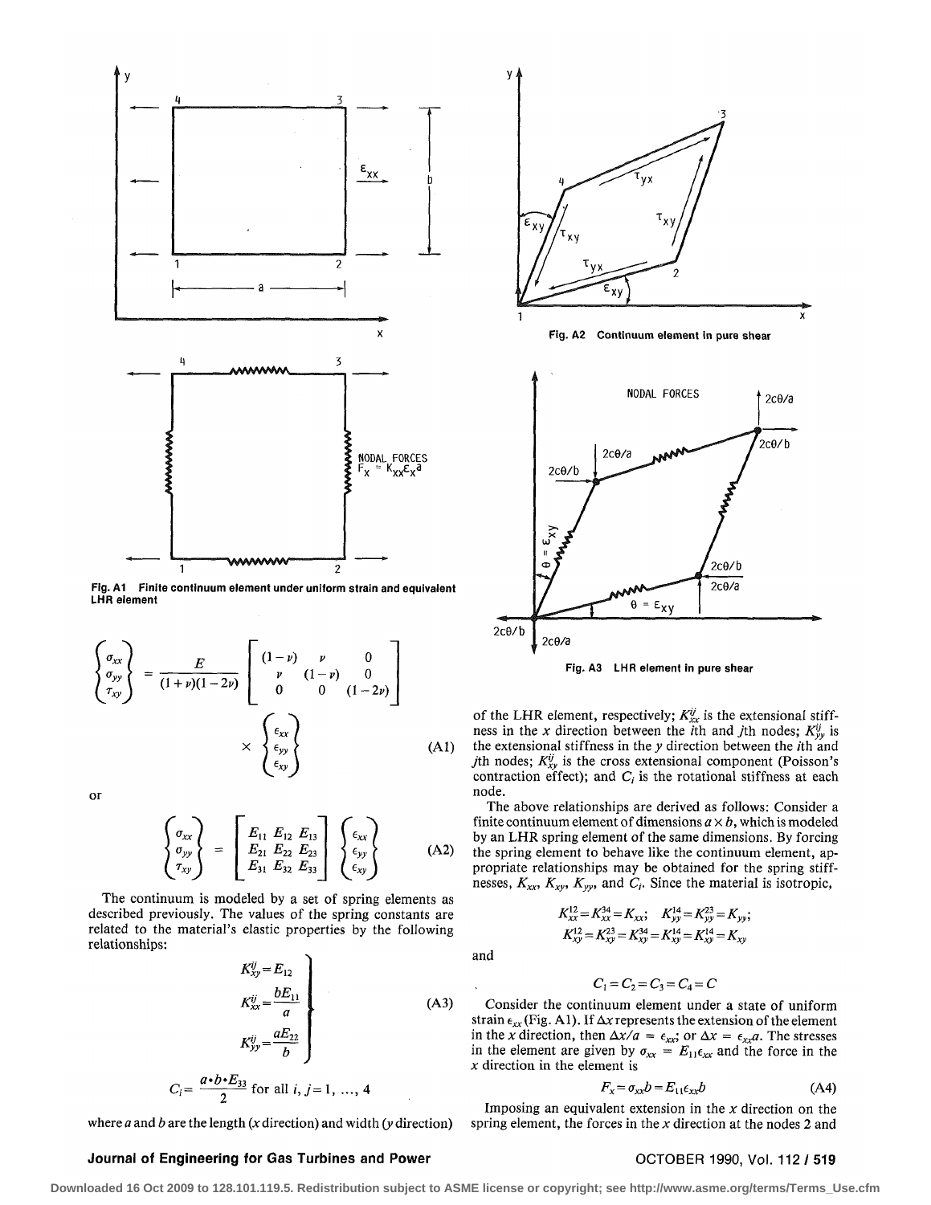Fig. A1 Finite continuum element under uniform strain and equivalent LHR element

Fig. A2 Continuum element in pure shear

Fig. A3 LHR element in pure shear

$$\begin{Bmatrix} \sigma_{xx} \\ \sigma_{yy} \\ \tau_{xy} \end{Bmatrix} = \frac{E}{(1+\nu)(1-2\nu)} \begin{bmatrix} (1-\nu) & \nu & 0 \\ \nu & (1-\nu) & 0 \\ 0 & 0 & (1-2\nu) \end{bmatrix} \times \begin{Bmatrix} \epsilon_{xx} \\ \epsilon_{yy} \\ \epsilon_{xy} \end{Bmatrix} \tag{A1}$$

or

$$\begin{Bmatrix} \sigma_{xx} \\ \sigma_{yy} \\ \tau_{xy} \end{Bmatrix} = \begin{bmatrix} E_{11} & E_{12} & E_{13} \\ E_{21} & E_{22} & E_{23} \\ E_{31} & E_{32} & E_{33} \end{bmatrix} \begin{Bmatrix} \epsilon_{xx} \\ \epsilon_{yy} \\ \epsilon_{xy} \end{Bmatrix} \tag{A2}$$

The continuum is modeled by a set of spring elements as described previously. The values of the spring constants are related to the material's elastic properties by the following relationships:

$$\left.\begin{aligned} K_{xy}^{ij} &= E_{12} \\ K_{xx}^{ij} &= \frac{bE_{11}}{a} \\ K_{yy}^{ij} &= \frac{aE_{22}}{b} \end{aligned}\right\} \tag{A3}$$

$$C_i = \frac{a \bullet b \bullet E_{33}}{2} \text{ for all } i, j = 1, \ldots, 4$$

where $a$ and $b$ are the length ($x$ direction) and width ($y$ direction) of the LHR element, respectively; $K_{xx}^{ij}$ is the extensional stiffness in the $x$ direction between the $i$th and $j$th nodes; $K_{yy}^{ij}$ is the extensional stiffness in the $y$ direction between the $i$th and $j$th nodes; $K_{xy}^{ij}$ is the cross extensional component (Poisson's contraction effect); and $C_i$ is the rotational stiffness at each node.

The above relationships are derived as follows: Consider a finite continuum element of dimensions $a \times b$, which is modeled by an LHR spring element of the same dimensions. By forcing the spring element to behave like the continuum element, appropriate relationships may be obtained for the spring stiffnesses, $K_{xx}$, $K_{xy}$, $K_{yy}$, and $C_i$. Since the material is isotropic,

$$K_{xx}^{12} = K_{xx}^{34} = K_{xx}; \quad K_{yy}^{14} = K_{yy}^{23} = K_{yy};$$
$$K_{xy}^{12} = K_{xy}^{23} = K_{xy}^{34} = K_{xy}^{14} = K_{xy}^{14} = K_{xy}$$

and

$$C_1 = C_2 = C_3 = C_4 = C$$

Consider the continuum element under a state of uniform strain $\epsilon_{xx}$ (Fig. A1). If $\Delta x$ represents the extension of the element in the $x$ direction, then $\Delta x / a = \epsilon_{xx}$; or $\Delta x = \epsilon_{xx} a$. The stresses in the element are given by $\sigma_{xx} = E_{11}\epsilon_{xx}$ and the force in the $x$ direction in the element is

$$F_x = \sigma_{xx} b = E_{11}\epsilon_{xx} b \tag{A4}$$

Imposing an equivalent extension in the $x$ direction on the spring element, the forces in the $x$ direction at the nodes 2 and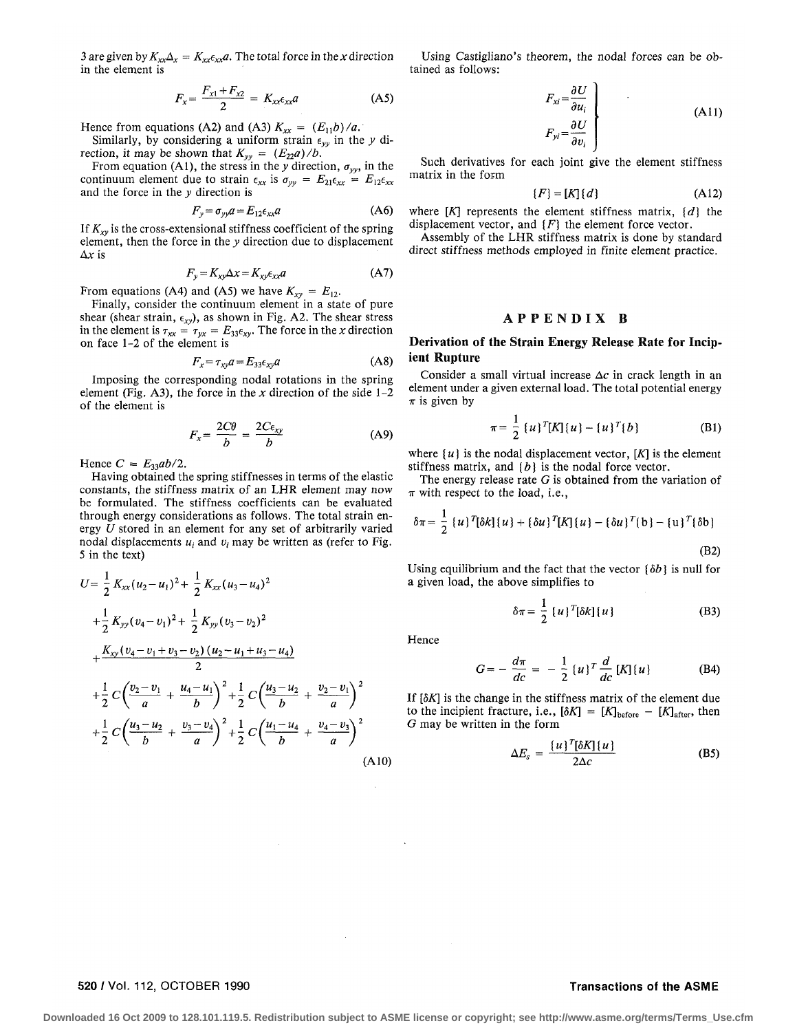3 are given by $K_{xx}\Delta_x = K_{xx}\epsilon_{xx}a$. The total force in the $x$ direction in the element is

$$F_x = \frac{F_{x1} + F_{x2}}{2} = K_{xx}\epsilon_{xx}a \tag{A5}$$

Hence from equations (A2) and (A3) $K_{xx} = (E_{11}b)/a$.

Similarly, by considering a uniform strain $\epsilon_{yy}$ in the $y$ direction, it may be shown that $K_{yy} = (E_{22}a)/b$.

From equation (A1), the stress in the $y$ direction, $\sigma_{yy}$, in the continuum element due to strain $\epsilon_{xx}$ is $\sigma_{yy} = E_{21}\epsilon_{xx} = E_{12}\epsilon_{xx}$ and the force in the $y$ direction is

$$F_y = \sigma_{yy}a = E_{12}\epsilon_{xx}a \tag{A6}$$

If $K_{xy}$ is the cross-extensional stiffness coefficient of the spring element, then the force in the $y$ direction due to displacement $\Delta x$ is

$$F_y = K_{xy}\Delta x = K_{xy}\epsilon_{xx}a \tag{A7}$$

From equations (A4) and (A5) we have $K_{xy} = E_{12}$.

Finally, consider the continuum element in a state of pure shear (shear strain, $\epsilon_{xy}$), as shown in Fig. A2. The shear stress in the element is $\tau_{xx} = \tau_{yx} = E_{33}\epsilon_{xy}$. The force in the $x$ direction on face 1–2 of the element is

$$F_x = \tau_{xy}a = E_{33}\epsilon_{xy}a \tag{A8}$$

Imposing the corresponding nodal rotations in the spring element (Fig. A3), the force in the $x$ direction of the side 1–2 of the element is

$$F_x = \frac{2C\theta}{b} = \frac{2C\epsilon_{xy}}{b} \tag{A9}$$

Hence $C = E_{33}ab/2$.

Having obtained the spring stiffnesses in terms of the elastic constants, the stiffness matrix of an LHR element may now be formulated. The stiffness coefficients can be evaluated through energy considerations as follows. The total strain energy $U$ stored in an element for any set of arbitrarily varied nodal displacements $u_i$ and $v_i$ may be written as (refer to Fig. 5 in the text)

$$\begin{aligned}
U = {} & \frac{1}{2}K_{xx}(u_2-u_1)^2 + \frac{1}{2}K_{xx}(u_3-u_4)^2 \\
& + \frac{1}{2}K_{yy}(v_4-v_1)^2 + \frac{1}{2}K_{yy}(v_3-v_2)^2 \\
& + \frac{K_{xy}(v_4-v_1+v_3-v_2)(u_2-u_1+u_3-u_4)}{2} \\
& + \frac{1}{2}C\left(\frac{v_2-v_1}{a} + \frac{u_4-u_1}{b}\right)^2 + \frac{1}{2}C\left(\frac{u_3-u_2}{b} + \frac{v_2-v_1}{a}\right)^2 \\
& + \frac{1}{2}C\left(\frac{u_3-u_2}{b} + \frac{v_3-v_4}{a}\right)^2 + \frac{1}{2}C\left(\frac{u_1-u_4}{b} + \frac{v_4-v_3}{a}\right)^2
\end{aligned} \tag{A10}$$

Using Castigliano's theorem, the nodal forces can be obtained as follows:

$$\left.\begin{aligned}
F_{xi} &= \frac{\partial U}{\partial u_i} \\
F_{yi} &= \frac{\partial U}{\partial v_i}
\end{aligned}\right\} \tag{A11}$$

Such derivatives for each joint give the element stiffness matrix in the form

$$\{F\} = [K]\{d\} \tag{A12}$$

where $[K]$ represents the element stiffness matrix, $\{d\}$ the displacement vector, and $\{F\}$ the element force vector.

Assembly of the LHR stiffness matrix is done by standard direct stiffness methods employed in finite element practice.

## APPENDIX B

### Derivation of the Strain Energy Release Rate for Incipient Rupture

Consider a small virtual increase $\Delta c$ in crack length in an element under a given external load. The total potential energy $\pi$ is given by

$$\pi = \frac{1}{2}\{u\}^T[K]\{u\} - \{u\}^T\{b\} \tag{B1}$$

where $\{u\}$ is the nodal displacement vector, $[K]$ is the element stiffness matrix, and $\{b\}$ is the nodal force vector.

The energy release rate $G$ is obtained from the variation of $\pi$ with respect to the load, i.e.,

$$\delta\pi = \frac{1}{2}\{u\}^T[\delta k]\{u\} + \{\delta u\}^T[K]\{u\} - \{\delta u\}^T\{b\} - \{u\}^T\{\delta b\} \tag{B2}$$

Using equilibrium and the fact that the vector $\{\delta b\}$ is null for a given load, the above simplifies to

$$\delta\pi = \frac{1}{2}\{u\}^T[\delta k]\{u\} \tag{B3}$$

Hence

$$G = -\frac{d\pi}{dc} = -\frac{1}{2}\{u\}^T\frac{d}{dc}[K]\{u\} \tag{B4}$$

If $[\delta K]$ is the change in the stiffness matrix of the element due to the incipient fracture, i.e., $[\delta K] = [K]_{\text{before}} - [K]_{\text{after}}$, then $G$ may be written in the form

$$\Delta E_s = \frac{\{u\}^T[\delta K]\{u\}}{2\Delta c} \tag{B5}$$